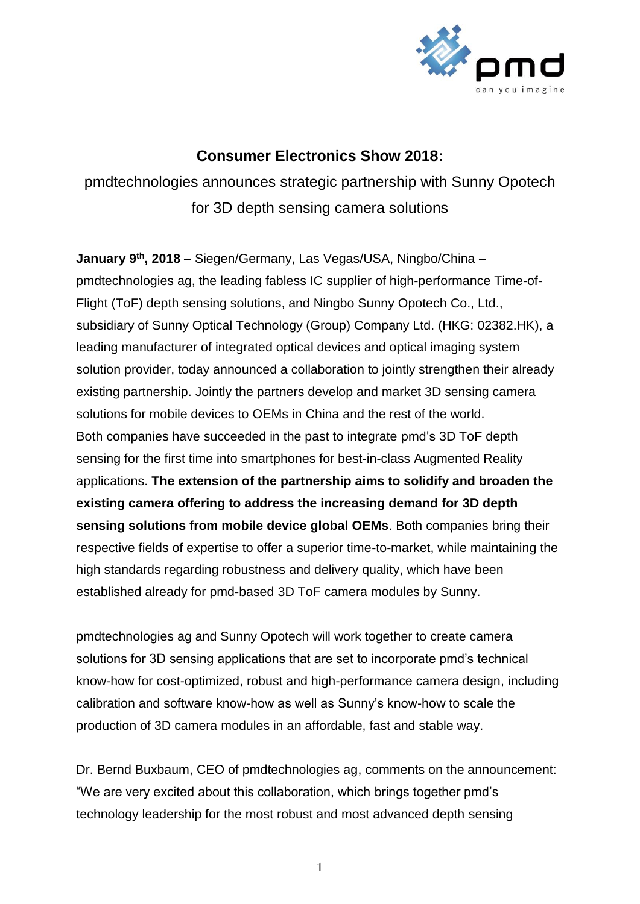## Consumer Electronics Show 2018:

pmdtechnologies announces strategic partnership with Sunny Opotech for 3D depth sensing camera solutions

**January 9th, 2018** – Siegen/Germany, Las Vegas/USA, Ningbo/China – pmdtechnologies ag, the leading fabless IC supplier of high-performance Time-of-Flight (ToF) depth sensing solutions, and Ningbo Sunny Opotech Co., Ltd., subsidiary of Sunny Optical Technology (Group) Company Ltd. (HKG: 02382.HK), a leading manufacturer of integrated optical devices and optical imaging system solution provider, today announced a collaboration to jointly strengthen their already existing partnership. Jointly the partners develop and market 3D sensing camera solutions for mobile devices to OEMs in China and the rest of the world. Both companies have succeeded in the past to integrate pmd's 3D ToF depth sensing for the first time into smartphones for best-in-class Augmented Reality applications. **The extension of the partnership aims to solidify and broaden the existing camera offering to address the increasing demand for 3D depth sensing solutions from mobile device global OEMs**. Both companies bring their respective fields of expertise to offer a superior time-to-market, while maintaining the high standards regarding robustness and delivery quality, which have been established already for pmd-based 3D ToF camera modules by Sunny.

pmdtechnologies ag and Sunny Opotech will work together to create camera solutions for 3D sensing applications that are set to incorporate pmd's technical know-how for cost-optimized, robust and high-performance camera design, including calibration and software know-how as well as Sunny's know-how to scale the production of 3D camera modules in an affordable, fast and stable way.

Dr. Bernd Buxbaum, CEO of pmdtechnologies ag, comments on the announcement: "We are very excited about this collaboration, which brings together pmd's technology leadership for the most robust and most advanced depth sensing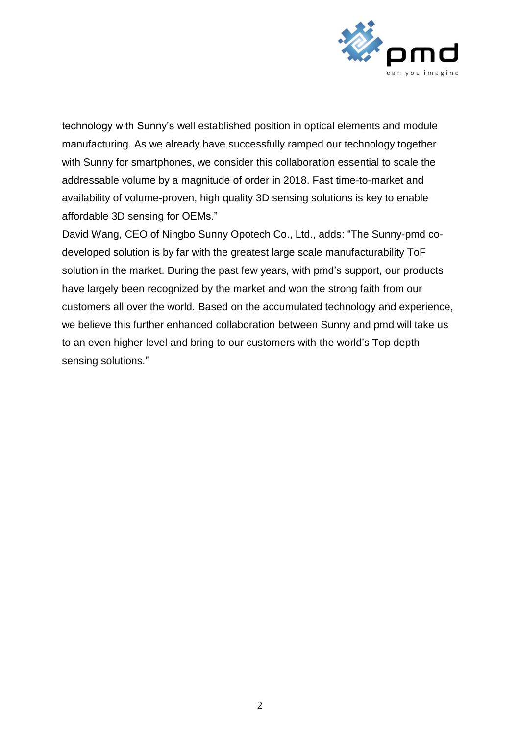technology with Sunny's well established position in optical elements and module manufacturing. As we already have successfully ramped our technology together with Sunny for smartphones, we consider this collaboration essential to scale the addressable volume by a magnitude of order in 2018. Fast time-to-market and availability of volume-proven, high quality 3D sensing solutions is key to enable affordable 3D sensing for OEMs."

David Wang, CEO of Ningbo Sunny Opotech Co., Ltd., adds: "The Sunny-pmd co-developed solution is by far with the greatest large scale manufacturability ToF solution in the market. During the past few years, with pmd's support, our products have largely been recognized by the market and won the strong faith from our customers all over the world. Based on the accumulated technology and experience, we believe this further enhanced collaboration between Sunny and pmd will take us to an even higher level and bring to our customers with the world's Top depth sensing solutions."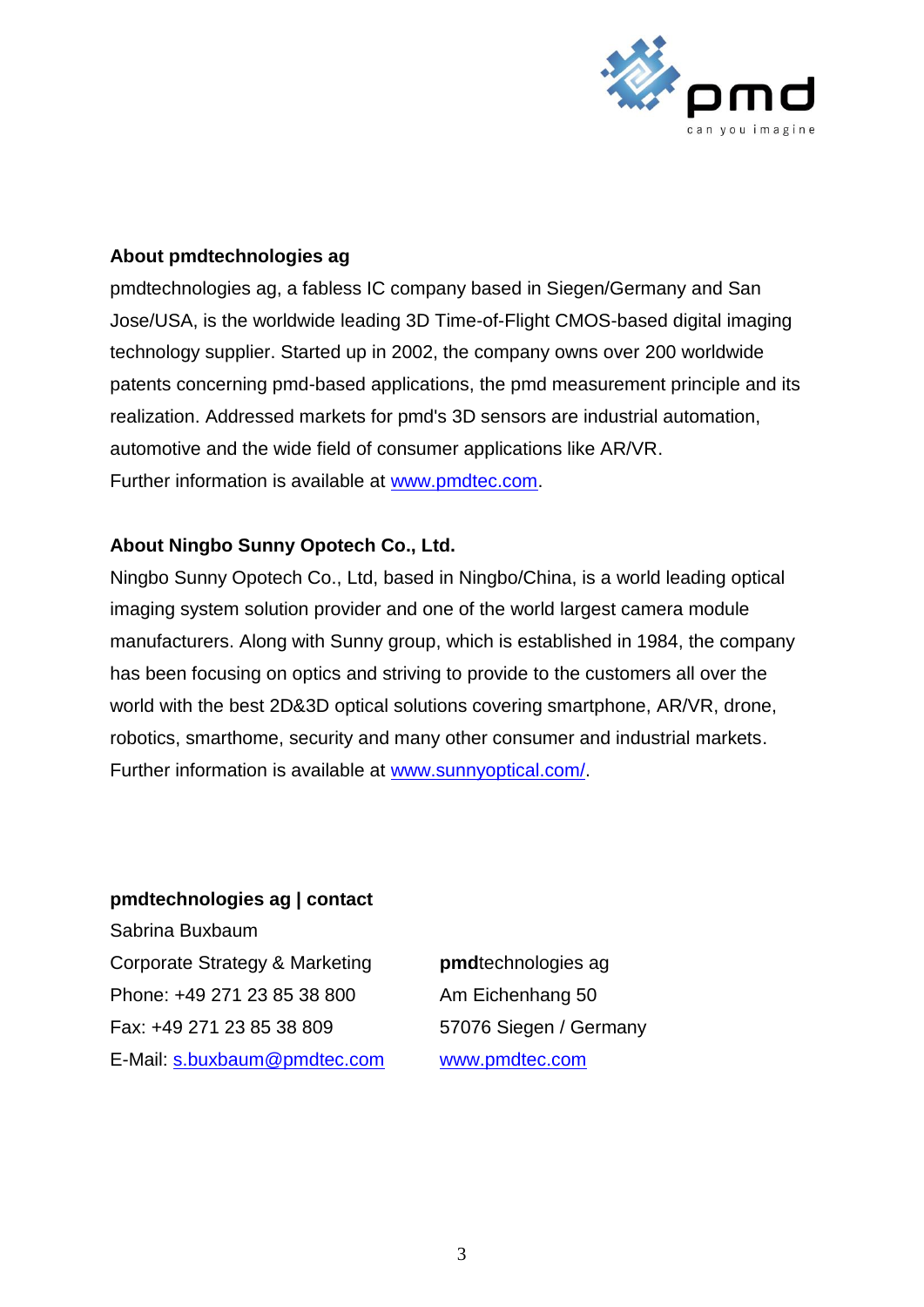### About pmdtechnologies ag

pmdtechnologies ag, a fabless IC company based in Siegen/Germany and San Jose/USA, is the worldwide leading 3D Time-of-Flight CMOS-based digital imaging technology supplier. Started up in 2002, the company owns over 200 worldwide patents concerning pmd-based applications, the pmd measurement principle and its realization. Addressed markets for pmd's 3D sensors are industrial automation, automotive and the wide field of consumer applications like AR/VR.
Further information is available at [www.pmdtec.com](http://www.pmdtec.com).

### About Ningbo Sunny Opotech Co., Ltd.

Ningbo Sunny Opotech Co., Ltd, based in Ningbo/China, is a world leading optical imaging system solution provider and one of the world largest camera module manufacturers. Along with Sunny group, which is established in 1984, the company has been focusing on optics and striving to provide to the customers all over the world with the best 2D&3D optical solutions covering smartphone, AR/VR, drone, robotics, smarthome, security and many other consumer and industrial markets.
Further information is available at [www.sunnyoptical.com/](http://www.sunnyoptical.com/).

**pmdtechnologies ag | contact**

Sabrina Buxbaum
Corporate Strategy & Marketing
Phone: +49 271 23 85 38 800
Fax: +49 271 23 85 38 809
E-Mail: [s.buxbaum@pmdtec.com](mailto:s.buxbaum@pmdtec.com)

**pmd**technologies ag
Am Eichenhang 50
57076 Siegen / Germany
[www.pmdtec.com](http://www.pmdtec.com)